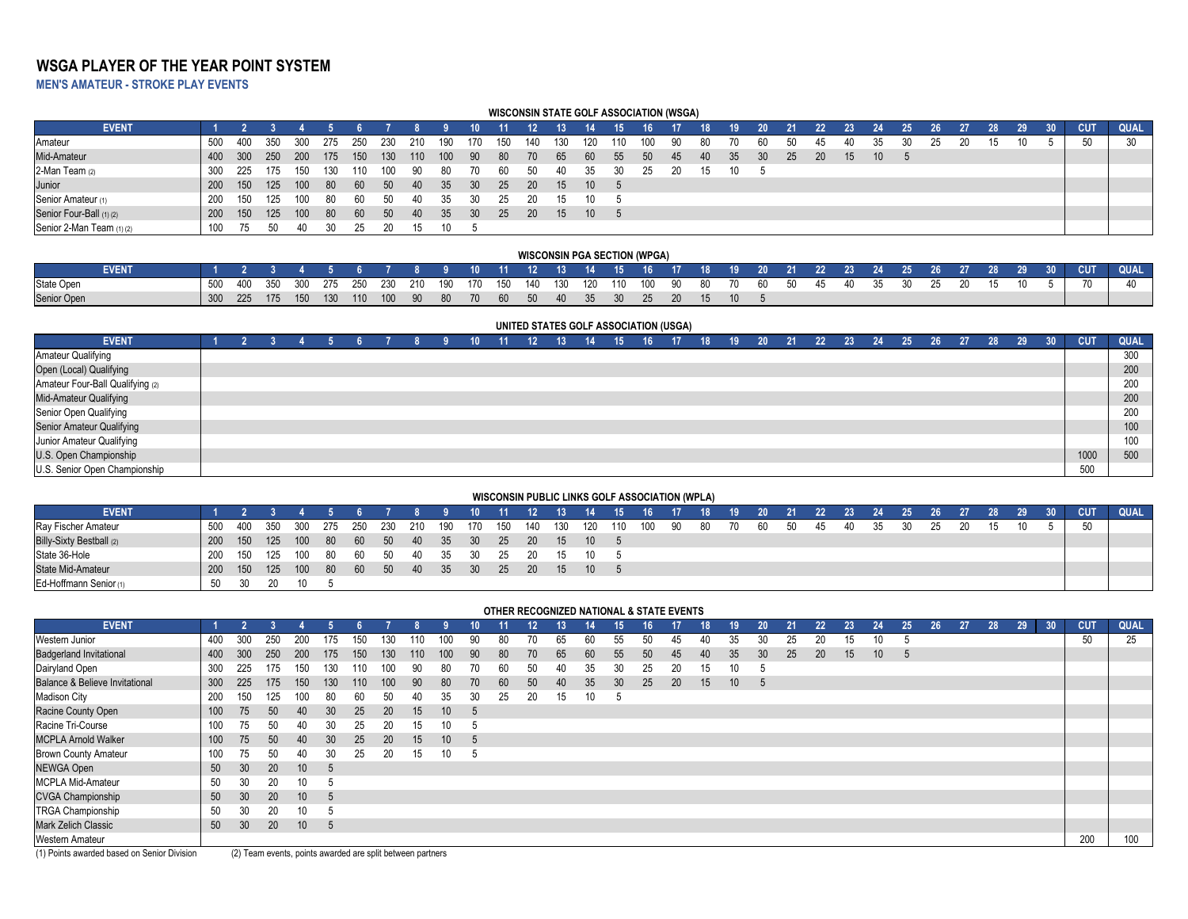# WSGA PLAYER OF THE YEAR POINT SYSTEM

## MEN'S AMATEUR - STROKE PLAY EVENTS

### WISCONSIN STATE GOLF ASSOCIATION (WSGA)

| EVENT | 1 | 2 | 3 | 4 | 5 | 6 | 7 | 8 | 9 | 10 | 11 | 12 | 13 | 14 | 15 | 16 | 17 | 18 | 19 | 20 | 21 | 22 | 23 | 24 | 25 | 26 | 27 | 28 | 29 | 30 | CUT | QUAL |
|---|---|---|---|---|---|---|---|---|---|---|---|---|---|---|---|---|---|---|---|---|---|---|---|---|---|---|---|---|---|---|---|---|
| Amateur | 500 | 400 | 350 | 300 | 275 | 250 | 230 | 210 | 190 | 170 | 150 | 140 | 130 | 120 | 110 | 100 | 90 | 80 | 70 | 60 | 50 | 45 | 40 | 35 | 30 | 25 | 20 | 15 | 10 | 5 | 50 | 30 |
| Mid-Amateur | 400 | 300 | 250 | 200 | 175 | 150 | 130 | 110 | 100 | 90 | 80 | 70 | 65 | 60 | 55 | 50 | 45 | 40 | 35 | 30 | 25 | 20 | 15 | 10 | 5 | | | | | | | |
| 2-Man Team (2) | 300 | 225 | 175 | 150 | 130 | 110 | 100 | 90 | 80 | 70 | 60 | 50 | 40 | 35 | 30 | 25 | 20 | 15 | 10 | 5 | | | | | | | | | | | | |
| Junior | 200 | 150 | 125 | 100 | 80 | 60 | 50 | 40 | 35 | 30 | 25 | 20 | 15 | 10 | 5 | | | | | | | | | | | | | | | | | |
| Senior Amateur (1) | 200 | 150 | 125 | 100 | 80 | 60 | 50 | 40 | 35 | 30 | 25 | 20 | 15 | 10 | 5 | | | | | | | | | | | | | | | | | |
| Senior Four-Ball (1) (2) | 200 | 150 | 125 | 100 | 80 | 60 | 50 | 40 | 35 | 30 | 25 | 20 | 15 | 10 | 5 | | | | | | | | | | | | | | | | | |
| Senior 2-Man Team (1) (2) | 100 | 75 | 50 | 40 | 30 | 25 | 20 | 15 | 10 | 5 | | | | | | | | | | | | | | | | | | | | | | |

### WISCONSIN PGA SECTION (WPGA)

| EVENT | 1 | 2 | 3 | 4 | 5 | 6 | 7 | 8 | 9 | 10 | 11 | 12 | 13 | 14 | 15 | 16 | 17 | 18 | 19 | 20 | 21 | 22 | 23 | 24 | 25 | 26 | 27 | 28 | 29 | 30 | CUT | QUAL |
|---|---|---|---|---|---|---|---|---|---|---|---|---|---|---|---|---|---|---|---|---|---|---|---|---|---|---|---|---|---|---|---|---|
| State Open | 500 | 400 | 350 | 300 | 275 | 250 | 230 | 210 | 190 | 170 | 150 | 140 | 130 | 120 | 110 | 100 | 90 | 80 | 70 | 60 | 50 | 45 | 40 | 35 | 30 | 25 | 20 | 15 | 10 | 5 | 70 | 40 |
| Senior Open | 300 | 225 | 175 | 150 | 130 | 110 | 100 | 90 | 80 | 70 | 60 | 50 | 40 | 35 | 30 | 25 | 20 | 15 | 10 | 5 | | | | | | | | | | | | |

### UNITED STATES GOLF ASSOCIATION (USGA)

| EVENT | 1 | 2 | 3 | 4 | 5 | 6 | 7 | 8 | 9 | 10 | 11 | 12 | 13 | 14 | 15 | 16 | 17 | 18 | 19 | 20 | 21 | 22 | 23 | 24 | 25 | 26 | 27 | 28 | 29 | 30 | CUT | QUAL |
|---|---|---|---|---|---|---|---|---|---|---|---|---|---|---|---|---|---|---|---|---|---|---|---|---|---|---|---|---|---|---|---|---|
| Amateur Qualifying | | | | | | | | | | | | | | | | | | | | | | | | | | | | | | | | 300 |
| Open (Local) Qualifying | | | | | | | | | | | | | | | | | | | | | | | | | | | | | | | | 200 |
| Amateur Four-Ball Qualifying (2) | | | | | | | | | | | | | | | | | | | | | | | | | | | | | | | | 200 |
| Mid-Amateur Qualifying | | | | | | | | | | | | | | | | | | | | | | | | | | | | | | | | 200 |
| Senior Open Qualifying | | | | | | | | | | | | | | | | | | | | | | | | | | | | | | | | 200 |
| Senior Amateur Qualifying | | | | | | | | | | | | | | | | | | | | | | | | | | | | | | | | 100 |
| Junior Amateur Qualifying | | | | | | | | | | | | | | | | | | | | | | | | | | | | | | | | 100 |
| U.S. Open Championship | | | | | | | | | | | | | | | | | | | | | | | | | | | | | | | 1000 | 500 |
| U.S. Senior Open Championship | | | | | | | | | | | | | | | | | | | | | | | | | | | | | | | 500 | |

### WISCONSIN PUBLIC LINKS GOLF ASSOCIATION (WPLA)

| EVENT | 1 | 2 | 3 | 4 | 5 | 6 | 7 | 8 | 9 | 10 | 11 | 12 | 13 | 14 | 15 | 16 | 17 | 18 | 19 | 20 | 21 | 22 | 23 | 24 | 25 | 26 | 27 | 28 | 29 | 30 | CUT | QUAL |
|---|---|---|---|---|---|---|---|---|---|---|---|---|---|---|---|---|---|---|---|---|---|---|---|---|---|---|---|---|---|---|---|---|
| Ray Fischer Amateur | 500 | 400 | 350 | 300 | 275 | 250 | 230 | 210 | 190 | 170 | 150 | 140 | 130 | 120 | 110 | 100 | 90 | 80 | 70 | 60 | 50 | 45 | 40 | 35 | 30 | 25 | 20 | 15 | 10 | 5 | 50 | |
| Billy-Sixty Bestball (2) | 200 | 150 | 125 | 100 | 80 | 60 | 50 | 40 | 35 | 30 | 25 | 20 | 15 | 10 | 5 | | | | | | | | | | | | | | | | | |
| State 36-Hole | 200 | 150 | 125 | 100 | 80 | 60 | 50 | 40 | 35 | 30 | 25 | 20 | 15 | 10 | 5 | | | | | | | | | | | | | | | | | |
| State Mid-Amateur | 200 | 150 | 125 | 100 | 80 | 60 | 50 | 40 | 35 | 30 | 25 | 20 | 15 | 10 | 5 | | | | | | | | | | | | | | | | | |
| Ed-Hoffmann Senior (1) | 50 | 30 | 20 | 10 | 5 | | | | | | | | | | | | | | | | | | | | | | | | | | | |

### OTHER RECOGNIZED NATIONAL & STATE EVENTS

| EVENT | 1 | 2 | 3 | 4 | 5 | 6 | 7 | 8 | 9 | 10 | 11 | 12 | 13 | 14 | 15 | 16 | 17 | 18 | 19 | 20 | 21 | 22 | 23 | 24 | 25 | 26 | 27 | 28 | 29 | 30 | CUT | QUAL |
|---|---|---|---|---|---|---|---|---|---|---|---|---|---|---|---|---|---|---|---|---|---|---|---|---|---|---|---|---|---|---|---|---|
| Western Junior | 400 | 300 | 250 | 200 | 175 | 150 | 130 | 110 | 100 | 90 | 80 | 70 | 65 | 60 | 55 | 50 | 45 | 40 | 35 | 30 | 25 | 20 | 15 | 10 | 5 | | | | | | 50 | 25 |
| Badgerland Invitational | 400 | 300 | 250 | 200 | 175 | 150 | 130 | 110 | 100 | 90 | 80 | 70 | 65 | 60 | 55 | 50 | 45 | 40 | 35 | 30 | 25 | 20 | 15 | 10 | 5 | | | | | | | |
| Dairyland Open | 300 | 225 | 175 | 150 | 130 | 110 | 100 | 90 | 80 | 70 | 60 | 50 | 40 | 35 | 30 | 25 | 20 | 15 | 10 | 5 | | | | | | | | | | | | |
| Balance & Believe Invitational | 300 | 225 | 175 | 150 | 130 | 110 | 100 | 90 | 80 | 70 | 60 | 50 | 40 | 35 | 30 | 25 | 20 | 15 | 10 | 5 | | | | | | | | | | | | |
| Madison City | 200 | 150 | 125 | 100 | 80 | 60 | 50 | 40 | 35 | 30 | 25 | 20 | 15 | 10 | 5 | | | | | | | | | | | | | | | | | |
| Racine County Open | 100 | 75 | 50 | 40 | 30 | 25 | 20 | 15 | 10 | 5 | | | | | | | | | | | | | | | | | | | | | | |
| Racine Tri-Course | 100 | 75 | 50 | 40 | 30 | 25 | 20 | 15 | 10 | 5 | | | | | | | | | | | | | | | | | | | | | | |
| MCPLA Arnold Walker | 100 | 75 | 50 | 40 | 30 | 25 | 20 | 15 | 10 | 5 | | | | | | | | | | | | | | | | | | | | | | |
| Brown County Amateur | 100 | 75 | 50 | 40 | 30 | 25 | 20 | 15 | 10 | 5 | | | | | | | | | | | | | | | | | | | | | | |
| NEWGA Open | 50 | 30 | 20 | 10 | 5 | | | | | | | | | | | | | | | | | | | | | | | | | | | |
| MCPLA Mid-Amateur | 50 | 30 | 20 | 10 | 5 | | | | | | | | | | | | | | | | | | | | | | | | | | | |
| CVGA Championship | 50 | 30 | 20 | 10 | 5 | | | | | | | | | | | | | | | | | | | | | | | | | | | |
| TRGA Championship | 50 | 30 | 20 | 10 | 5 | | | | | | | | | | | | | | | | | | | | | | | | | | | |
| Mark Zelich Classic | 50 | 30 | 20 | 10 | 5 | | | | | | | | | | | | | | | | | | | | | | | | | | | |
| Western Amateur | | | | | | | | | | | | | | | | | | | | | | | | | | | | | | | 200 | 100 |

(1) Points awarded based on Senior Division     (2) Team events, points awarded are split between partners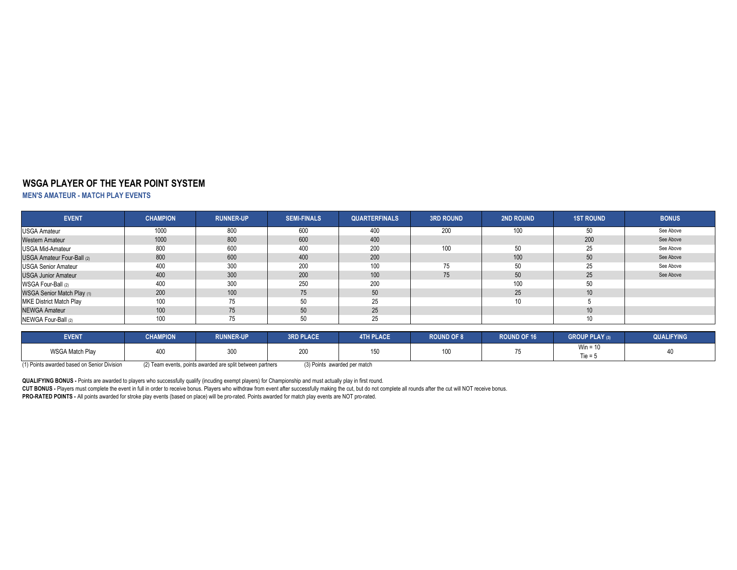## WSGA PLAYER OF THE YEAR POINT SYSTEM

### MEN'S AMATEUR - MATCH PLAY EVENTS

| EVENT | CHAMPION | RUNNER-UP | SEMI-FINALS | QUARTERFINALS | 3RD ROUND | 2ND ROUND | 1ST ROUND | BONUS |
|---|---|---|---|---|---|---|---|---|
| USGA Amateur | 1000 | 800 | 600 | 400 | 200 | 100 | 50 | See Above |
| Western Amateur | 1000 | 800 | 600 | 400 | | | 200 | See Above |
| USGA Mid-Amateur | 800 | 600 | 400 | 200 | 100 | 50 | 25 | See Above |
| USGA Amateur Four-Ball (2) | 800 | 600 | 400 | 200 | | 100 | 50 | See Above |
| USGA Senior Amateur | 400 | 300 | 200 | 100 | 75 | 50 | 25 | See Above |
| USGA Junior Amateur | 400 | 300 | 200 | 100 | 75 | 50 | 25 | See Above |
| WSGA Four-Ball (2) | 400 | 300 | 250 | 200 | | 100 | 50 | |
| WSGA Senior Match Play (1) | 200 | 100 | 75 | 50 | | 25 | 10 | |
| MKE District Match Play | 100 | 75 | 50 | 25 | | 10 | 5 | |
| NEWGA Amateur | 100 | 75 | 50 | 25 | | | 10 | |
| NEWGA Four-Ball (2) | 100 | 75 | 50 | 25 | | | 10 | |

| EVENT | CHAMPION | RUNNER-UP | 3RD PLACE | 4TH PLACE | ROUND OF 8 | ROUND OF 16 | GROUP PLAY (3) | QUALIFYING |
|---|---|---|---|---|---|---|---|---|
| WSGA Match Play | 400 | 300 | 200 | 150 | 100 | 75 | Win = 10 Tie = 5 | 40 |

(1) Points awarded based on Senior Division (2) Team events, points awarded are split between partners (3) Points awarded per match

**QUALIFYING BONUS -** Points are awarded to players who successfully qualify (incuding exempt players) for Championship and must actually play in first round.

**CUT BONUS -** Players must complete the event in full in order to receive bonus. Players who withdraw from event after successfully making the cut, but do not complete all rounds after the cut will NOT receive bonus.

**PRO-RATED POINTS -** All points awarded for stroke play events (based on place) will be pro-rated. Points awarded for match play events are NOT pro-rated.